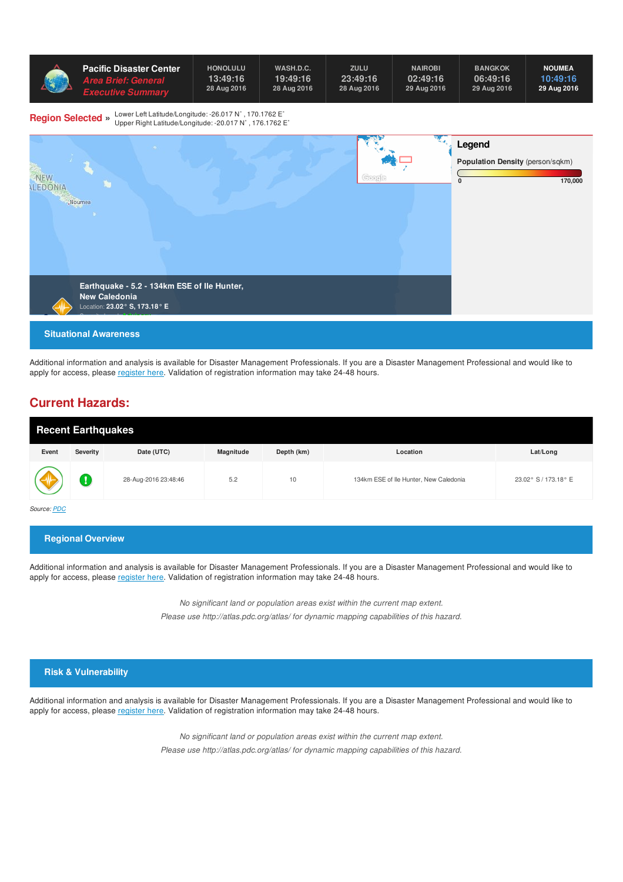# Pacific Disaster Center

***Area Brief: General Executive Summary***

| HONOLULU | WASH.D.C. | ZULU | NAIROBI | BANGKOK | NOUMEA |
|---|---|---|---|---|---|
| 13:49:16 | 19:49:16 | 23:49:16 | 02:49:16 | 06:49:16 | 10:49:16 |
| 28 Aug 2016 | 28 Aug 2016 | 28 Aug 2016 | 29 Aug 2016 | 29 Aug 2016 | 29 Aug 2016 |

**Region Selected »** Lower Left Latitude/Longitude: -26.017 N° , 170.1762 E°
Upper Right Latitude/Longitude: -20.017 N° , 176.1762 E°

**Legend**

**Population Density** (person/sqkm)

0 — 170,000

**Earthquake - 5.2 - 134km ESE of Ile Hunter, New Caledonia**
Location: **23.02° S, 173.18° E**

## Situational Awareness

Additional information and analysis is available for Disaster Management Professionals. If you are a Disaster Management Professional and would like to apply for access, please register here. Validation of registration information may take 24-48 hours.

## Current Hazards:

### Recent Earthquakes

| Event | Severity | Date (UTC) | Magnitude | Depth (km) | Location | Lat/Long |
|---|---|---|---|---|---|---|
| | | 28-Aug-2016 23:48:46 | 5.2 | 10 | 134km ESE of Ile Hunter, New Caledonia | 23.02° S / 173.18° E |

*Source: PDC*

## Regional Overview

Additional information and analysis is available for Disaster Management Professionals. If you are a Disaster Management Professional and would like to apply for access, please register here. Validation of registration information may take 24-48 hours.

*No significant land or population areas exist within the current map extent.*
*Please use http://atlas.pdc.org/atlas/ for dynamic mapping capabilities of this hazard.*

## Risk & Vulnerability

Additional information and analysis is available for Disaster Management Professionals. If you are a Disaster Management Professional and would like to apply for access, please register here. Validation of registration information may take 24-48 hours.

*No significant land or population areas exist within the current map extent.*
*Please use http://atlas.pdc.org/atlas/ for dynamic mapping capabilities of this hazard.*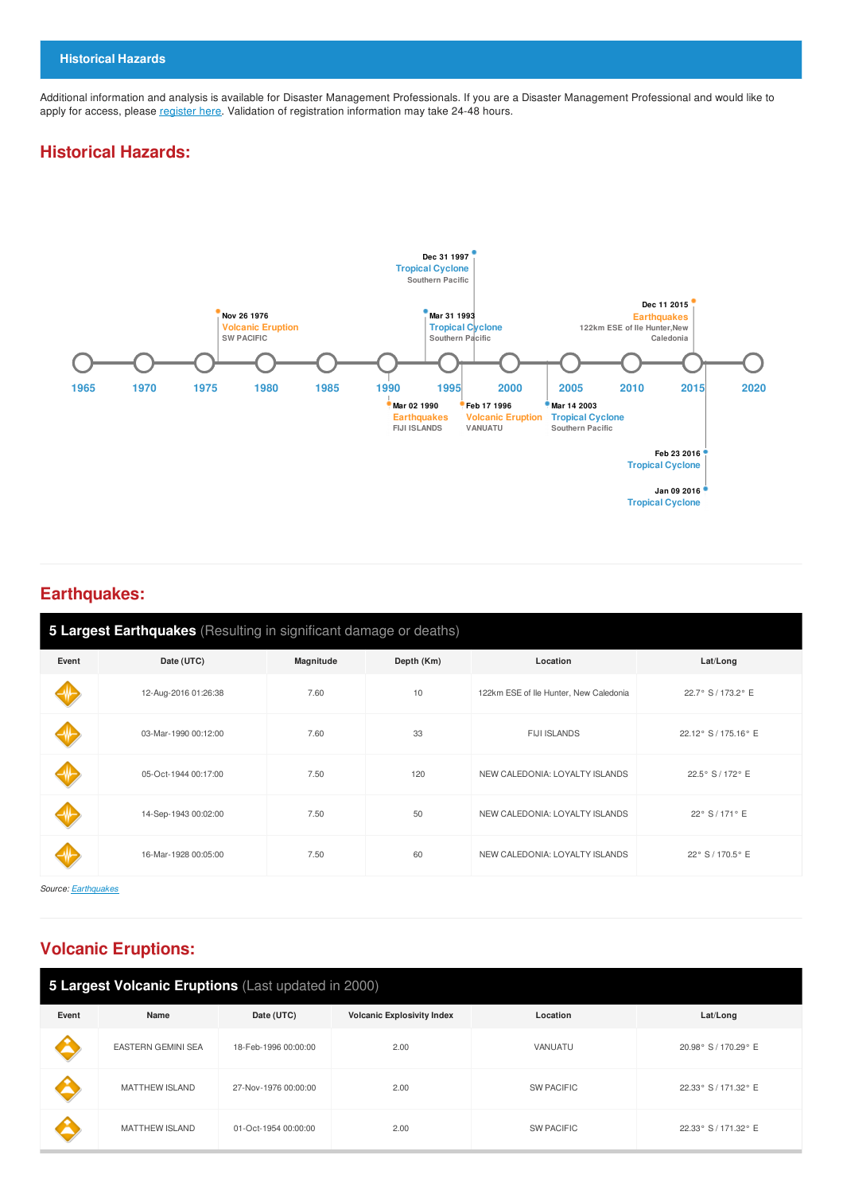## Historical Hazards

Additional information and analysis is available for Disaster Management Professionals. If you are a Disaster Management Professional and would like to apply for access, please register here. Validation of registration information may take 24-48 hours.

## Historical Hazards:

Dec 31 1997
Tropical Cyclone
Southern Pacific

Nov 26 1976
Volcanic Eruption
SW PACIFIC

Mar 31 1993
Tropical Cyclone
Southern Pacific

Dec 11 2015
Earthquakes
122km ESE of Ile Hunter,New Caledonia

1965 1970 1975 1980 1985 1990 1995 2000 2005 2010 2015 2020

Mar 02 1990
Earthquakes
FIJI ISLANDS

Feb 17 1996
Volcanic Eruption
VANUATU

Mar 14 2003
Tropical Cyclone
Southern Pacific

Feb 23 2016
Tropical Cyclone

Jan 09 2016
Tropical Cyclone

## Earthquakes:

**5 Largest Earthquakes** (Resulting in significant damage or deaths)

| Event | Date (UTC) | Magnitude | Depth (Km) | Location | Lat/Long |
|---|---|---|---|---|---|
| | 12-Aug-2016 01:26:38 | 7.60 | 10 | 122km ESE of Ile Hunter, New Caledonia | 22.7° S / 173.2° E |
| | 03-Mar-1990 00:12:00 | 7.60 | 33 | FIJI ISLANDS | 22.12° S / 175.16° E |
| | 05-Oct-1944 00:17:00 | 7.50 | 120 | NEW CALEDONIA: LOYALTY ISLANDS | 22.5° S / 172° E |
| | 14-Sep-1943 00:02:00 | 7.50 | 50 | NEW CALEDONIA: LOYALTY ISLANDS | 22° S / 171° E |
| | 16-Mar-1928 00:05:00 | 7.50 | 60 | NEW CALEDONIA: LOYALTY ISLANDS | 22° S / 170.5° E |

*Source: Earthquakes*

## Volcanic Eruptions:

**5 Largest Volcanic Eruptions** (Last updated in 2000)

| Event | Name | Date (UTC) | Volcanic Explosivity Index | Location | Lat/Long |
|---|---|---|---|---|---|
| | EASTERN GEMINI SEA | 18-Feb-1996 00:00:00 | 2.00 | VANUATU | 20.98° S / 170.29° E |
| | MATTHEW ISLAND | 27-Nov-1976 00:00:00 | 2.00 | SW PACIFIC | 22.33° S / 171.32° E |
| | MATTHEW ISLAND | 01-Oct-1954 00:00:00 | 2.00 | SW PACIFIC | 22.33° S / 171.32° E |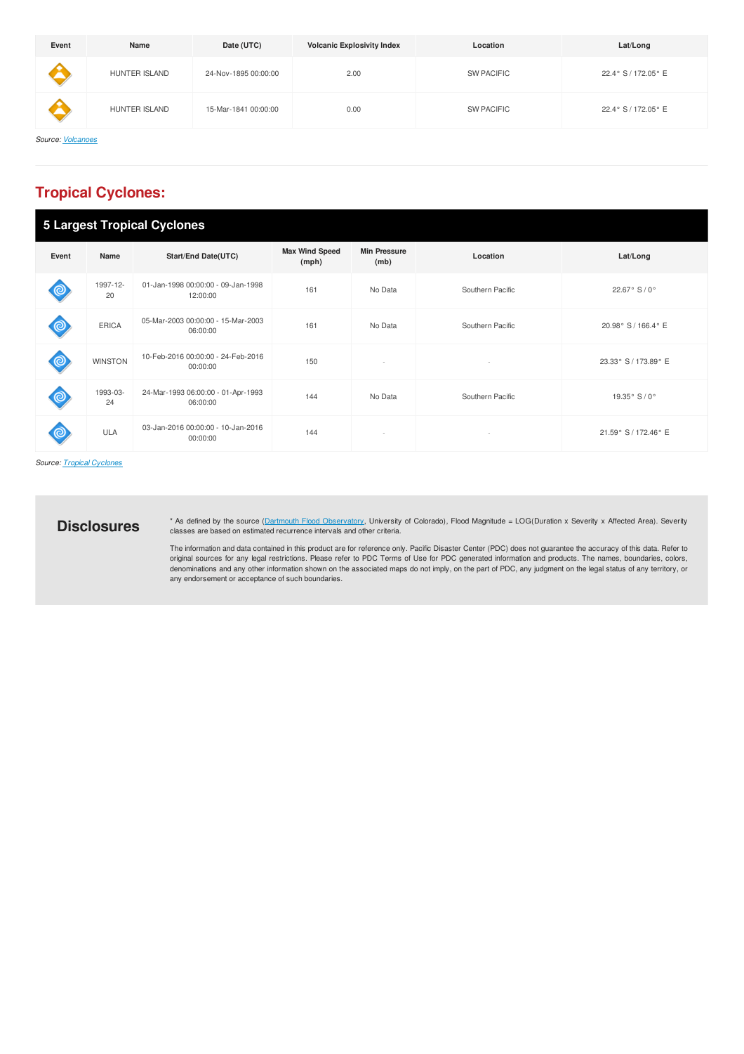| Event | Name | Date (UTC) | Volcanic Explosivity Index | Location | Lat/Long |
|---|---|---|---|---|---|
| | HUNTER ISLAND | 24-Nov-1895 00:00:00 | 2.00 | SW PACIFIC | 22.4° S / 172.05° E |
| | HUNTER ISLAND | 15-Mar-1841 00:00:00 | 0.00 | SW PACIFIC | 22.4° S / 172.05° E |

*Source: Volcanoes*

## Tropical Cyclones:

### 5 Largest Tropical Cyclones

| Event | Name | Start/End Date(UTC) | Max Wind Speed (mph) | Min Pressure (mb) | Location | Lat/Long |
|---|---|---|---|---|---|---|
| | 1997-12-20 | 01-Jan-1998 00:00:00 - 09-Jan-1998 12:00:00 | 161 | No Data | Southern Pacific | 22.67° S / 0° |
| | ERICA | 05-Mar-2003 00:00:00 - 15-Mar-2003 06:00:00 | 161 | No Data | Southern Pacific | 20.98° S / 166.4° E |
| | WINSTON | 10-Feb-2016 00:00:00 - 24-Feb-2016 00:00:00 | 150 | - | - | 23.33° S / 173.89° E |
| | 1993-03-24 | 24-Mar-1993 06:00:00 - 01-Apr-1993 06:00:00 | 144 | No Data | Southern Pacific | 19.35° S / 0° |
| | ULA | 03-Jan-2016 00:00:00 - 10-Jan-2016 00:00:00 | 144 | - | - | 21.59° S / 172.46° E |

*Source: Tropical Cyclones*

## Disclosures

* As defined by the source (Dartmouth Flood Observatory, University of Colorado), Flood Magnitude = LOG(Duration x Severity x Affected Area). Severity classes are based on estimated recurrence intervals and other criteria.

The information and data contained in this product are for reference only. Pacific Disaster Center (PDC) does not guarantee the accuracy of this data. Refer to original sources for any legal restrictions. Please refer to PDC Terms of Use for PDC generated information and products. The names, boundaries, colors, denominations and any other information shown on the associated maps do not imply, on the part of PDC, any judgment on the legal status of any territory, or any endorsement or acceptance of such boundaries.